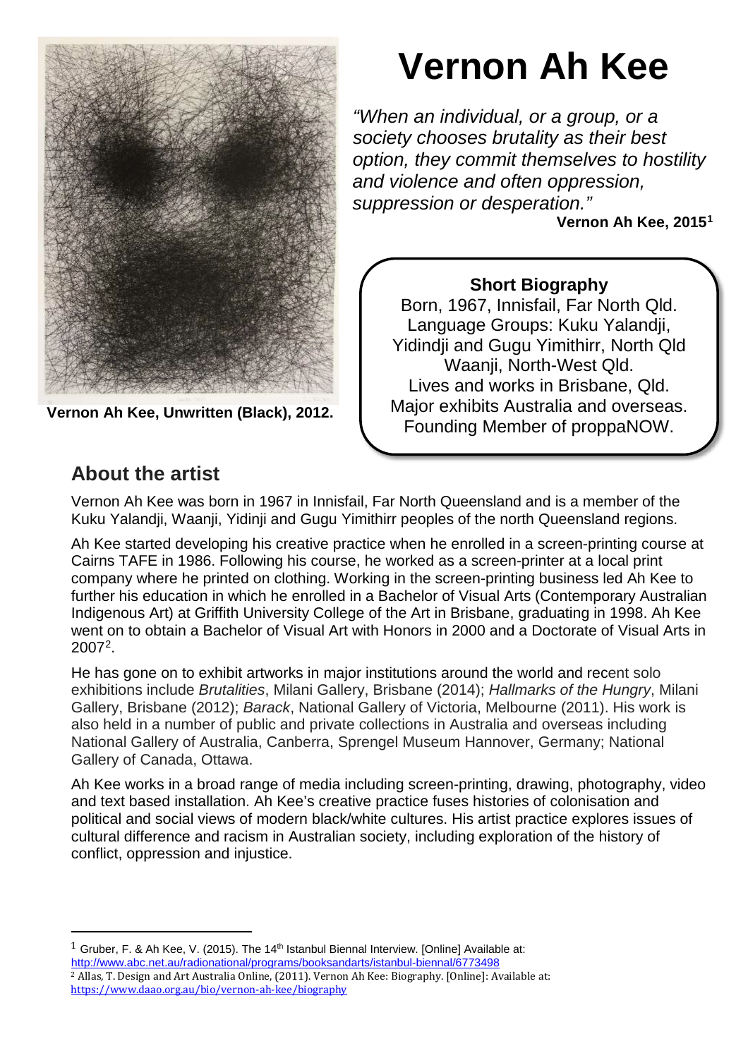Vernon Ah Kee, Unwritten (Black), 2012.

# Vernon Ah Kee

*"When an individual, or a group, or a society chooses brutality as their best option, they commit themselves to hostility and violence and often oppression, suppression or desperation."*

**Vernon Ah Kee, 2015[1]**

**Short Biography**

Born, 1967, Innisfail, Far North Qld.
Language Groups: Kuku Yalandji, Yidindji and Gugu Yimithirr, North Qld
Waanji, North-West Qld.
Lives and works in Brisbane, Qld.
Major exhibits Australia and overseas.
Founding Member of proppaNOW.

## About the artist

Vernon Ah Kee was born in 1967 in Innisfail, Far North Queensland and is a member of the Kuku Yalandji, Waanji, Yidinji and Gugu Yimithirr peoples of the north Queensland regions.

Ah Kee started developing his creative practice when he enrolled in a screen-printing course at Cairns TAFE in 1986. Following his course, he worked as a screen-printer at a local print company where he printed on clothing. Working in the screen-printing business led Ah Kee to further his education in which he enrolled in a Bachelor of Visual Arts (Contemporary Australian Indigenous Art) at Griffith University College of the Art in Brisbane, graduating in 1998. Ah Kee went on to obtain a Bachelor of Visual Art with Honors in 2000 and a Doctorate of Visual Arts in 2007[2].

He has gone on to exhibit artworks in major institutions around the world and recent solo exhibitions include *Brutalities*, Milani Gallery, Brisbane (2014); *Hallmarks of the Hungry*, Milani Gallery, Brisbane (2012); *Barack*, National Gallery of Victoria, Melbourne (2011). His work is also held in a number of public and private collections in Australia and overseas including National Gallery of Australia, Canberra, Sprengel Museum Hannover, Germany; National Gallery of Canada, Ottawa.

Ah Kee works in a broad range of media including screen-printing, drawing, photography, video and text based installation. Ah Kee's creative practice fuses histories of colonisation and political and social views of modern black/white cultures. His artist practice explores issues of cultural difference and racism in Australian society, including exploration of the history of conflict, oppression and injustice.

---

[1] Gruber, F. & Ah Kee, V. (2015). The 14th Istanbul Biennal Interview. [Online] Available at: http://www.abc.net.au/radionational/programs/booksandarts/istanbul-biennal/6773498

[2] Allas, T. Design and Art Australia Online, (2011). Vernon Ah Kee: Biography. [Online]: Available at: https://www.daao.org.au/bio/vernon-ah-kee/biography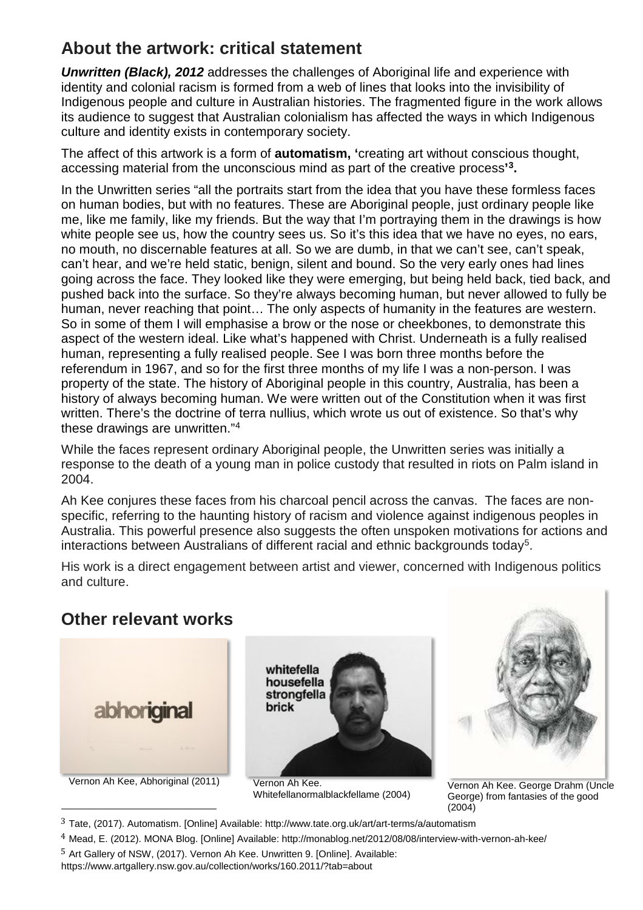## About the artwork: critical statement

***Unwritten (Black), 2012*** addresses the challenges of Aboriginal life and experience with identity and colonial racism is formed from a web of lines that looks into the invisibility of Indigenous people and culture in Australian histories. The fragmented figure in the work allows its audience to suggest that Australian colonialism has affected the ways in which Indigenous culture and identity exists in contemporary society.

The affect of this artwork is a form of **automatism,** '**creating art without conscious thought, accessing material from the unconscious mind as part of the creative process'[3].**

In the Unwritten series "all the portraits start from the idea that you have these formless faces on human bodies, but with no features. These are Aboriginal people, just ordinary people like me, like me family, like my friends. But the way that I'm portraying them in the drawings is how white people see us, how the country sees us. So it's this idea that we have no eyes, no ears, no mouth, no discernable features at all. So we are dumb, in that we can't see, can't speak, can't hear, and we're held static, benign, silent and bound. So the very early ones had lines going across the face. They looked like they were emerging, but being held back, tied back, and pushed back into the surface. So they're always becoming human, but never allowed to fully be human, never reaching that point… The only aspects of humanity in the features are western. So in some of them I will emphasise a brow or the nose or cheekbones, to demonstrate this aspect of the western ideal. Like what's happened with Christ. Underneath is a fully realised human, representing a fully realised people. See I was born three months before the referendum in 1967, and so for the first three months of my life I was a non-person. I was property of the state. The history of Aboriginal people in this country, Australia, has been a history of always becoming human. We were written out of the Constitution when it was first written. There's the doctrine of terra nullius, which wrote us out of existence. So that's why these drawings are unwritten."[4]

While the faces represent ordinary Aboriginal people, the Unwritten series was initially a response to the death of a young man in police custody that resulted in riots on Palm island in 2004.

Ah Kee conjures these faces from his charcoal pencil across the canvas. The faces are non-specific, referring to the haunting history of racism and violence against indigenous peoples in Australia. This powerful presence also suggests the often unspoken motivations for actions and interactions between Australians of different racial and ethnic backgrounds today[5].

His work is a direct engagement between artist and viewer, concerned with Indigenous politics and culture.

## Other relevant works

Vernon Ah Kee, Abhoriginal (2011)

Vernon Ah Kee. Whitefellanormalblackfellame (2004)

Vernon Ah Kee. George Drahm (Uncle George) from fantasies of the good (2004)

---

[3] Tate, (2017). Automatism. [Online] Available: http://www.tate.org.uk/art/art-terms/a/automatism

[4] Mead, E. (2012). MONA Blog. [Online] Available: http://monablog.net/2012/08/08/interview-with-vernon-ah-kee/

[5] Art Gallery of NSW, (2017). Vernon Ah Kee. Unwritten 9. [Online]. Available: https://www.artgallery.nsw.gov.au/collection/works/160.2011/?tab=about